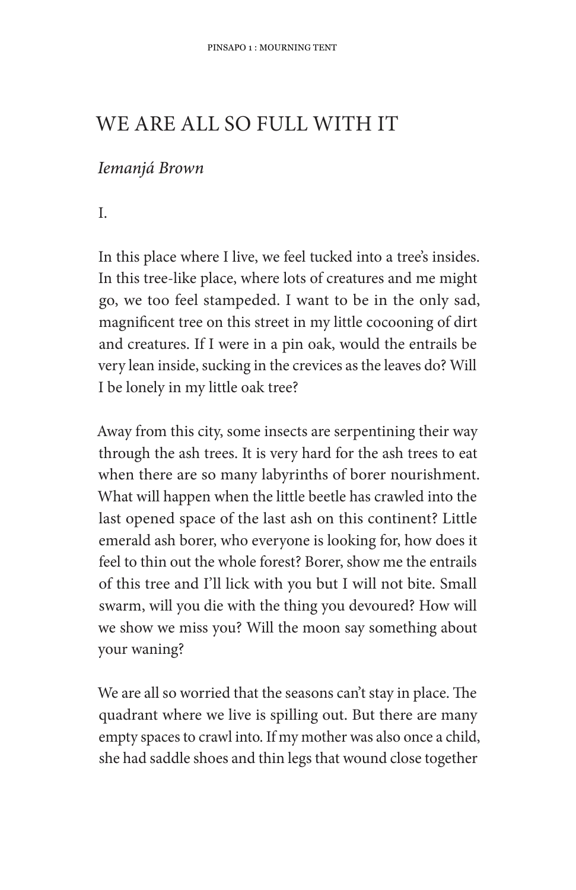# WE ARE ALL SO FULL WITH IT

*Iemanjá Brown*

I.

In this place where I live, we feel tucked into a tree's insides. In this tree-like place, where lots of creatures and me might go, we too feel stampeded. I want to be in the only sad, magnificent tree on this street in my little cocooning of dirt and creatures. If I were in a pin oak, would the entrails be very lean inside, sucking in the crevices as the leaves do? Will I be lonely in my little oak tree?

Away from this city, some insects are serpentining their way through the ash trees. It is very hard for the ash trees to eat when there are so many labyrinths of borer nourishment. What will happen when the little beetle has crawled into the last opened space of the last ash on this continent? Little emerald ash borer, who everyone is looking for, how does it feel to thin out the whole forest? Borer, show me the entrails of this tree and I'll lick with you but I will not bite. Small swarm, will you die with the thing you devoured? How will we show we miss you? Will the moon say something about your waning?

We are all so worried that the seasons can't stay in place. The quadrant where we live is spilling out. But there are many empty spaces to crawl into. If my mother was also once a child, she had saddle shoes and thin legs that wound close together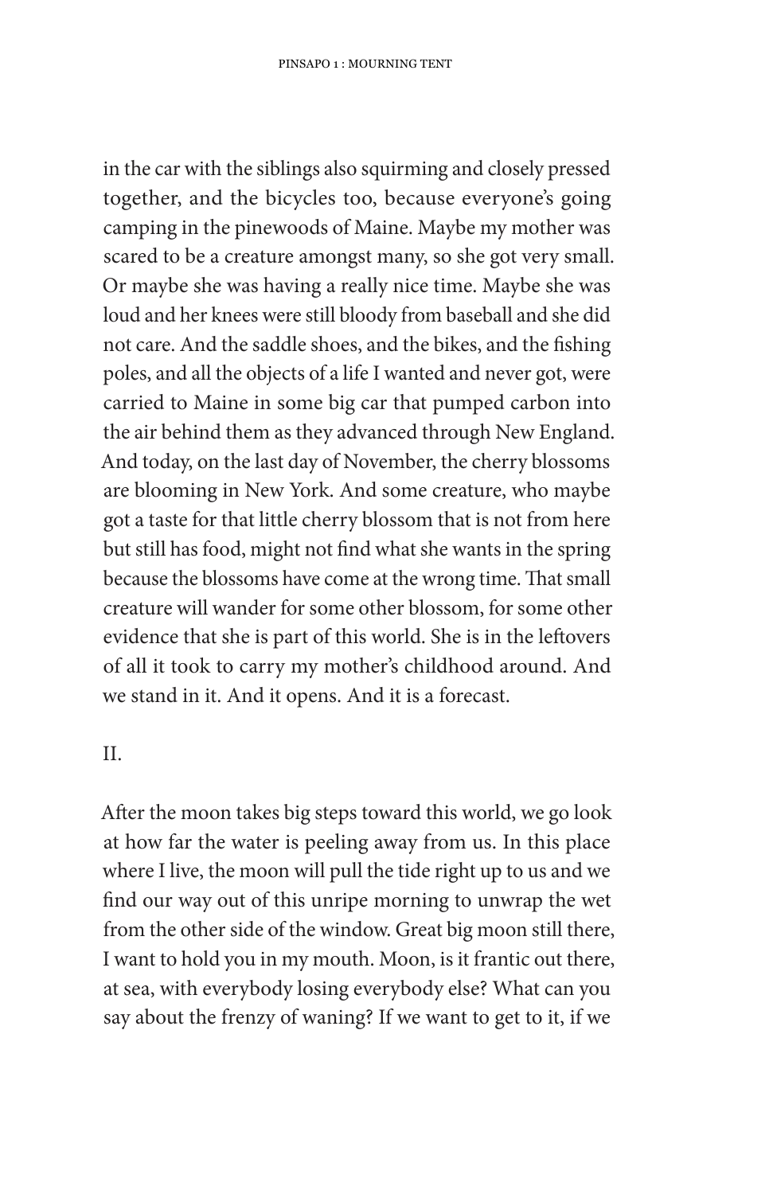in the car with the siblings also squirming and closely pressed together, and the bicycles too, because everyone's going camping in the pinewoods of Maine. Maybe my mother was scared to be a creature amongst many, so she got very small. Or maybe she was having a really nice time. Maybe she was loud and her knees were still bloody from baseball and she did not care. And the saddle shoes, and the bikes, and the fishing poles, and all the objects of a life I wanted and never got, were carried to Maine in some big car that pumped carbon into the air behind them as they advanced through New England. And today, on the last day of November, the cherry blossoms are blooming in New York. And some creature, who maybe got a taste for that little cherry blossom that is not from here but still has food, might not find what she wants in the spring because the blossoms have come at the wrong time. That small creature will wander for some other blossom, for some other evidence that she is part of this world. She is in the leftovers of all it took to carry my mother's childhood around. And we stand in it. And it opens. And it is a forecast.

II.

After the moon takes big steps toward this world, we go look at how far the water is peeling away from us. In this place where I live, the moon will pull the tide right up to us and we find our way out of this unripe morning to unwrap the wet from the other side of the window. Great big moon still there, I want to hold you in my mouth. Moon, is it frantic out there, at sea, with everybody losing everybody else? What can you say about the frenzy of waning? If we want to get to it, if we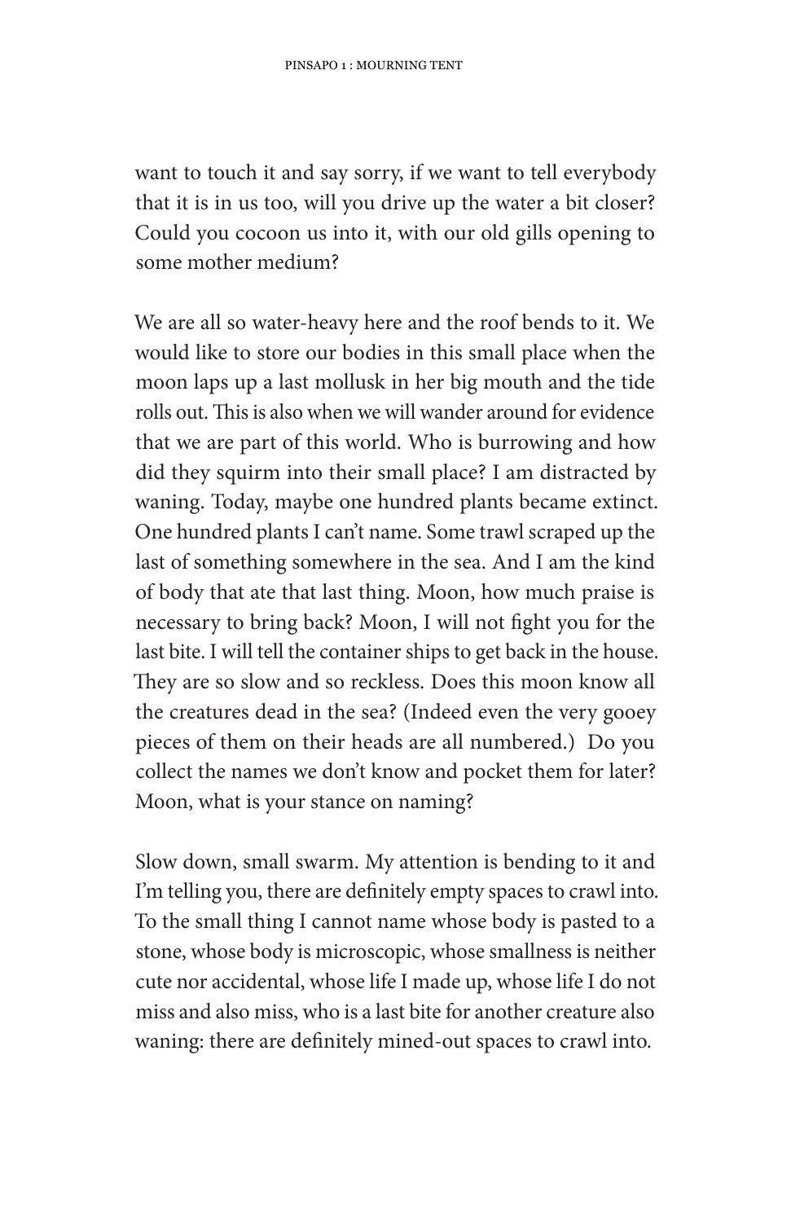want to touch it and say sorry, if we want to tell everybody that it is in us too, will you drive up the water a bit closer? Could you cocoon us into it, with our old gills opening to some mother medium?

We are all so water-heavy here and the roof bends to it. We would like to store our bodies in this small place when the moon laps up a last mollusk in her big mouth and the tide rolls out. This is also when we will wander around for evidence that we are part of this world. Who is burrowing and how did they squirm into their small place? I am distracted by waning. Today, maybe one hundred plants became extinct. One hundred plants I can't name. Some trawl scraped up the last of something somewhere in the sea. And I am the kind of body that ate that last thing. Moon, how much praise is necessary to bring back? Moon, I will not fight you for the last bite. I will tell the container ships to get back in the house. They are so slow and so reckless. Does this moon know all the creatures dead in the sea? (Indeed even the very gooey pieces of them on their heads are all numbered.) Do you collect the names we don't know and pocket them for later? Moon, what is your stance on naming?

Slow down, small swarm. My attention is bending to it and I'm telling you, there are definitely empty spaces to crawl into. To the small thing I cannot name whose body is pasted to a stone, whose body is microscopic, whose smallness is neither cute nor accidental, whose life I made up, whose life I do not miss and also miss, who is a last bite for another creature also waning: there are definitely mined-out spaces to crawl into.